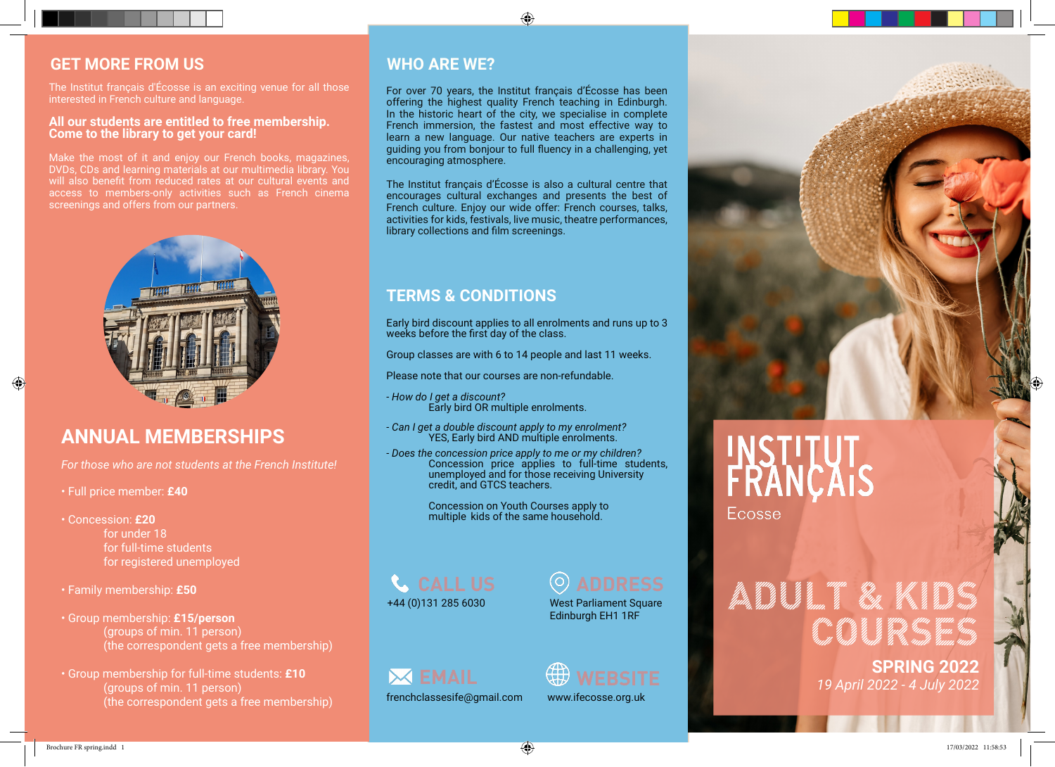## GET MORE FROM US

The Institut français d'Écosse is an exciting venue for all those interested in French culture and language.

**All our students are entitled to free membership. Come to the library to get your card!**

Make the most of it and enjoy our French books, magazines, DVDs, CDs and learning materials at our multimedia library. You will also benefit from reduced rates at our cultural events and access to members-only activities such as French cinema screenings and offers from our partners.

## ANNUAL MEMBERSHIPS

*For those who are not students at the French Institute!*

- Full price member: **£40**
- Concession: **£20**
  for under 18
  for full-time students
  for registered unemployed
- Family membership: **£50**
- Group membership: **£15/person**
  (groups of min. 11 person)
  (the correspondent gets a free membership)
- Group membership for full-time students: **£10**
  (groups of min. 11 person)
  (the correspondent gets a free membership)

## WHO ARE WE?

For over 70 years, the Institut français d'Écosse has been offering the highest quality French teaching in Edinburgh. In the historic heart of the city, we specialise in complete French immersion, the fastest and most effective way to learn a new language. Our native teachers are experts in guiding you from bonjour to full fluency in a challenging, yet encouraging atmosphere.

The Institut français d'Écosse is also a cultural centre that encourages cultural exchanges and presents the best of French culture. Enjoy our wide offer: French courses, talks, activities for kids, festivals, live music, theatre performances, library collections and film screenings.

## TERMS & CONDITIONS

Early bird discount applies to all enrolments and runs up to 3 weeks before the first day of the class.

Group classes are with 6 to 14 people and last 11 weeks.

Please note that our courses are non-refundable.

- *How do I get a discount?*
  Early bird OR multiple enrolments.
- *Can I get a double discount apply to my enrolment?*
  YES, Early bird AND multiple enrolments.
- *Does the concession price apply to me or my children?*
  Concession price applies to full-time students, unemployed and for those receiving University credit, and GTCS teachers.

  Concession on Youth Courses apply to multiple kids of the same household.

**CALL US**
+44 (0)131 285 6030

**ADDRESS**
West Parliament Square
Edinburgh EH1 1RF

**EMAIL**
frenchclassesife@gmail.com

**WEBSITE**
www.ifecosse.org.uk

# INSTITUT FRANÇAIS
Ecosse

# ADULT & KIDS COURSES

**SPRING 2022**
*19 April 2022 - 4 July 2022*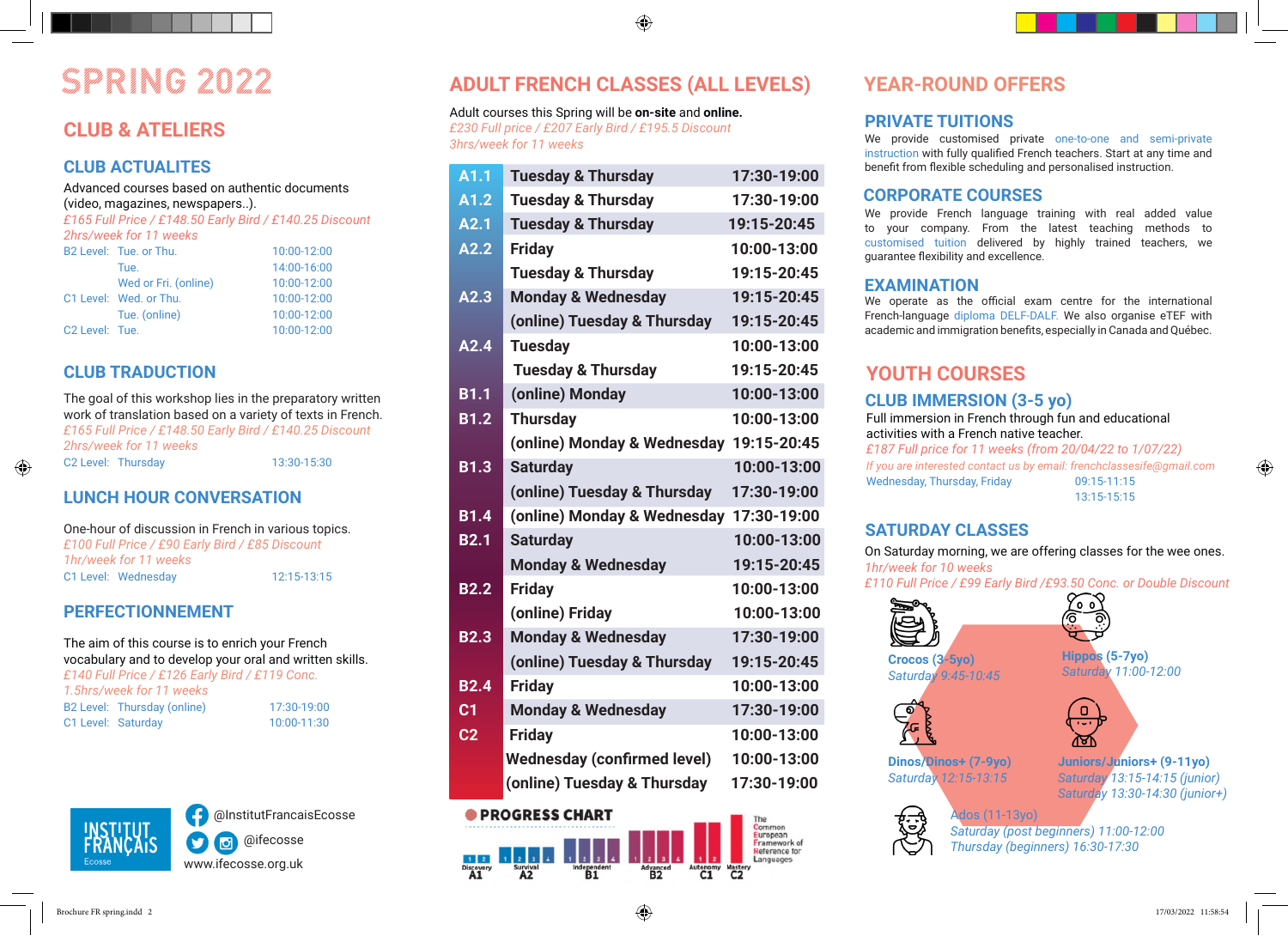# SPRING 2022

## CLUB & ATELIERS

### CLUB ACTUALITES

Advanced courses based on authentic documents (video, magazines, newspapers..).

*£165 Full Price / £148.50 Early Bird / £140.25 Discount*
*2hrs/week for 11 weeks*

| | | |
|---|---|---|
| B2 Level: | Tue. or Thu. | 10:00-12:00 |
| | Tue. | 14:00-16:00 |
| | Wed or Fri. (online) | 10:00-12:00 |
| C1 Level: | Wed. or Thu. | 10:00-12:00 |
| | Tue. (online) | 10:00-12:00 |
| C2 Level: | Tue. | 10:00-12:00 |

### CLUB TRADUCTION

The goal of this workshop lies in the preparatory written work of translation based on a variety of texts in French.

*£165 Full Price / £148.50 Early Bird / £140.25 Discount*
*2hrs/week for 11 weeks*

C2 Level: Thursday 13:30-15:30

### LUNCH HOUR CONVERSATION

One-hour of discussion in French in various topics.

*£100 Full Price / £90 Early Bird / £85 Discount*
*1hr/week for 11 weeks*

C1 Level: Wednesday 12:15-13:15

### PERFECTIONNEMENT

The aim of this course is to enrich your French vocabulary and to develop your oral and written skills.

*£140 Full Price / £126 Early Bird / £119 Conc.*
*1.5hrs/week for 11 weeks*

| | | |
|---|---|---|
| B2 Level: | Thursday (online) | 17:30-19:00 |
| C1 Level: | Saturday | 10:00-11:30 |

INSTITUT FRANÇAIS Ecosse

@InstitutFrancaisEcosse
@ifecosse
www.ifecosse.org.uk

## ADULT FRENCH CLASSES (ALL LEVELS)

Adult courses this Spring will be **on-site** and **online.**

*£230 Full price / £207 Early Bird / £195.5 Discount*
*3hrs/week for 11 weeks*

| | | |
|---|---|---|
| A1.1 | Tuesday & Thursday | 17:30-19:00 |
| A1.2 | Tuesday & Thursday | 17:30-19:00 |
| A2.1 | Tuesday & Thursday | 19:15-20:45 |
| A2.2 | Friday | 10:00-13:00 |
| | Tuesday & Thursday | 19:15-20:45 |
| A2.3 | Monday & Wednesday | 19:15-20:45 |
| | (online) Tuesday & Thursday | 19:15-20:45 |
| A2.4 | Tuesday | 10:00-13:00 |
| | Tuesday & Thursday | 19:15-20:45 |
| B1.1 | (online) Monday | 10:00-13:00 |
| B1.2 | Thursday | 10:00-13:00 |
| | (online) Monday & Wednesday | 19:15-20:45 |
| B1.3 | Saturday | 10:00-13:00 |
| | (online) Tuesday & Thursday | 17:30-19:00 |
| B1.4 | (online) Monday & Wednesday | 17:30-19:00 |
| B2.1 | Saturday | 10:00-13:00 |
| | Monday & Wednesday | 19:15-20:45 |
| B2.2 | Friday | 10:00-13:00 |
| | (online) Friday | 10:00-13:00 |
| B2.3 | Monday & Wednesday | 17:30-19:00 |
| | (online) Tuesday & Thursday | 19:15-20:45 |
| B2.4 | Friday | 10:00-13:00 |
| C1 | Monday & Wednesday | 17:30-19:00 |
| C2 | Friday | 10:00-13:00 |
| | Wednesday (confirmed level) | 10:00-13:00 |
| | (online) Tuesday & Thursday | 17:30-19:00 |

**PROGRESS CHART**

Discovery A1 — Survival A2 — Independent B1 — Advanced B2 — Autonomy C1 — Mastery C2

The Common European Framework of Reference for Languages

## YEAR-ROUND OFFERS

### PRIVATE TUITIONS

We provide customised private one-to-one and semi-private instruction with fully qualified French teachers. Start at any time and benefit from flexible scheduling and personalised instruction.

### CORPORATE COURSES

We provide French language training with real added value to your company. From the latest teaching methods to customised tuition delivered by highly trained teachers, we guarantee flexibility and excellence.

### EXAMINATION

We operate as the official exam centre for the international French-language diploma DELF-DALF. We also organise eTEF with academic and immigration benefits, especially in Canada and Québec.

## YOUTH COURSES

### CLUB IMMERSION (3-5 yo)

Full immersion in French through fun and educational activities with a French native teacher.

*£187 Full price for 11 weeks (from 20/04/22 to 1/07/22)*

*If you are interested contact us by email: frenchclassesife@gmail.com*

Wednesday, Thursday, Friday 09:15-11:15
13:15-15:15

### SATURDAY CLASSES

On Saturday morning, we are offering classes for the wee ones.

*1hr/week for 10 weeks*
*£110 Full Price / £99 Early Bird /£93.50 Conc. or Double Discount*

**Crocos (3-5yo)**
*Saturday 9:45-10:45*

**Hippos (5-7yo)**
*Saturday 11:00-12:00*

**Dinos/Dinos+ (7-9yo)**
*Saturday 12:15-13:15*

**Juniors/Juniors+ (9-11yo)**
*Saturday 13:15-14:15 (junior)*
*Saturday 13:30-14:30 (junior+)*

**Ados (11-13yo)**
*Saturday (post beginners) 11:00-12:00*
*Thursday (beginners) 16:30-17:30*